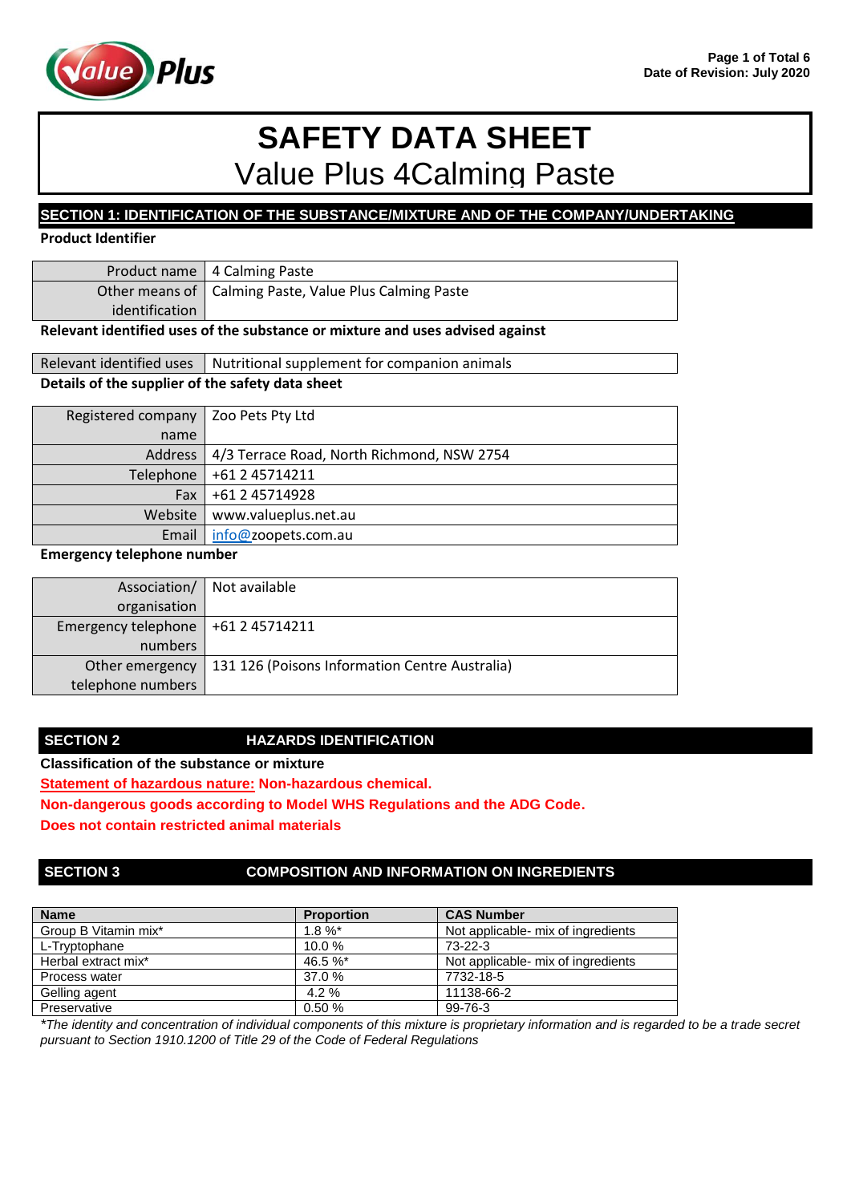# SAFETY DATA SHEET

## Value Plus 4Calming Paste

## SECTION 1: IDENTIFICATION OF THE SUBSTANCE/MIXTURE AND OF THE COMPANY/UNDERTAKING

**Product Identifier**

| | |
|---|---|
| Product name | 4 Calming Paste |
| Other means of identification | Calming Paste, Value Plus Calming Paste |

**Relevant identified uses of the substance or mixture and uses advised against**

| | |
|---|---|
| Relevant identified uses | Nutritional supplement for companion animals |

**Details of the supplier of the safety data sheet**

| | |
|---|---|
| Registered company name | Zoo Pets Pty Ltd |
| Address | 4/3 Terrace Road, North Richmond, NSW 2754 |
| Telephone | +61 2 45714211 |
| Fax | +61 2 45714928 |
| Website | www.valueplus.net.au |
| Email | info@zoopets.com.au |

**Emergency telephone number**

| | |
|---|---|
| Association/ organisation | Not available |
| Emergency telephone numbers | +61 2 45714211 |
| Other emergency telephone numbers | 131 126 (Poisons Information Centre Australia) |

## SECTION 2 HAZARDS IDENTIFICATION

**Classification of the substance or mixture**

**Statement of hazardous nature: Non-hazardous chemical.**

**Non-dangerous goods according to Model WHS Regulations and the ADG Code.**

**Does not contain restricted animal materials**

## SECTION 3 COMPOSITION AND INFORMATION ON INGREDIENTS

| Name | Proportion | CAS Number |
|---|---|---|
| Group B Vitamin mix* | 1.8 %* | Not applicable- mix of ingredients |
| L-Tryptophane | 10.0 % | 73-22-3 |
| Herbal extract mix* | 46.5 %* | Not applicable- mix of ingredients |
| Process water | 37.0 % | 7732-18-5 |
| Gelling agent | 4.2 % | 11138-66-2 |
| Preservative | 0.50 % | 99-76-3 |

*\*The identity and concentration of individual components of this mixture is proprietary information and is regarded to be a trade secret pursuant to Section 1910.1200 of Title 29 of the Code of Federal Regulations*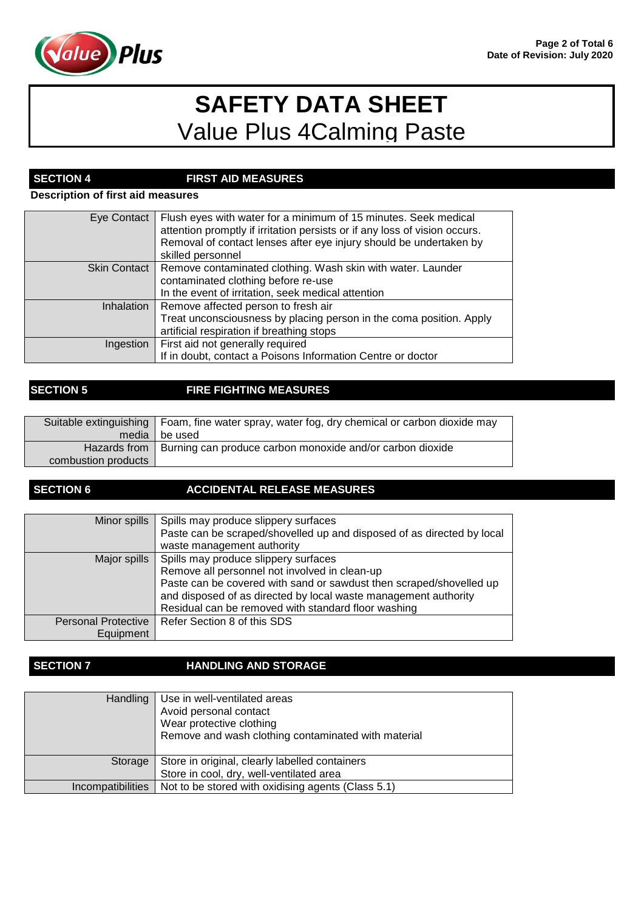# SAFETY DATA SHEET

## Value Plus 4Calming Paste

## SECTION 4 FIRST AID MEASURES

**Description of first aid measures**

| | |
|---|---|
| Eye Contact | Flush eyes with water for a minimum of 15 minutes. Seek medical attention promptly if irritation persists or if any loss of vision occurs. Removal of contact lenses after eye injury should be undertaken by skilled personnel |
| Skin Contact | Remove contaminated clothing. Wash skin with water. Launder contaminated clothing before re-use<br>In the event of irritation, seek medical attention |
| Inhalation | Remove affected person to fresh air<br>Treat unconsciousness by placing person in the coma position. Apply artificial respiration if breathing stops |
| Ingestion | First aid not generally required<br>If in doubt, contact a Poisons Information Centre or doctor |

## SECTION 5 FIRE FIGHTING MEASURES

| | |
|---|---|
| Suitable extinguishing media | Foam, fine water spray, water fog, dry chemical or carbon dioxide may be used |
| Hazards from combustion products | Burning can produce carbon monoxide and/or carbon dioxide |

## SECTION 6 ACCIDENTAL RELEASE MEASURES

| | |
|---|---|
| Minor spills | Spills may produce slippery surfaces<br>Paste can be scraped/shovelled up and disposed of as directed by local waste management authority |
| Major spills | Spills may produce slippery surfaces<br>Remove all personnel not involved in clean-up<br>Paste can be covered with sand or sawdust then scraped/shovelled up and disposed of as directed by local waste management authority<br>Residual can be removed with standard floor washing |
| Personal Protective Equipment | Refer Section 8 of this SDS |

## SECTION 7 HANDLING AND STORAGE

| | |
|---|---|
| Handling | Use in well-ventilated areas<br>Avoid personal contact<br>Wear protective clothing<br>Remove and wash clothing contaminated with material |
| Storage | Store in original, clearly labelled containers<br>Store in cool, dry, well-ventilated area |
| Incompatibilities | Not to be stored with oxidising agents (Class 5.1) |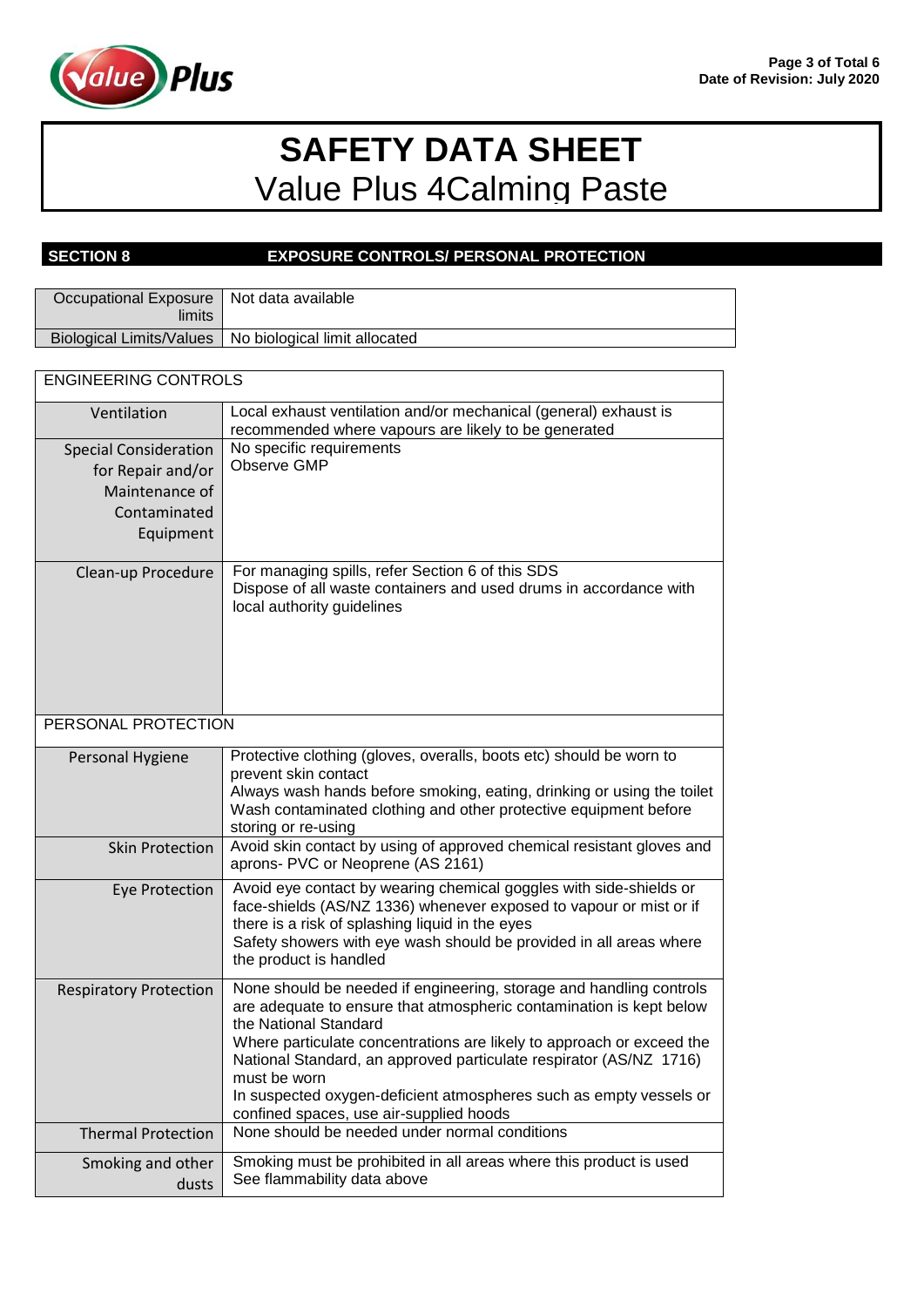# SAFETY DATA SHEET

## Value Plus 4Calming Paste

## SECTION 8 EXPOSURE CONTROLS/ PERSONAL PROTECTION

| Occupational Exposure limits | Not data available |
|---|---|
| Biological Limits/Values | No biological limit allocated |

| ENGINEERING CONTROLS | |
|---|---|
| Ventilation | Local exhaust ventilation and/or mechanical (general) exhaust is recommended where vapours are likely to be generated |
| Special Consideration for Repair and/or Maintenance of Contaminated Equipment | No specific requirements<br>Observe GMP |
| Clean-up Procedure | For managing spills, refer Section 6 of this SDS<br>Dispose of all waste containers and used drums in accordance with local authority guidelines |
| **PERSONAL PROTECTION** | |
| Personal Hygiene | Protective clothing (gloves, overalls, boots etc) should be worn to prevent skin contact<br>Always wash hands before smoking, eating, drinking or using the toilet<br>Wash contaminated clothing and other protective equipment before storing or re-using |
| Skin Protection | Avoid skin contact by using of approved chemical resistant gloves and aprons- PVC or Neoprene (AS 2161) |
| Eye Protection | Avoid eye contact by wearing chemical goggles with side-shields or face-shields (AS/NZ 1336) whenever exposed to vapour or mist or if there is a risk of splashing liquid in the eyes<br>Safety showers with eye wash should be provided in all areas where the product is handled |
| Respiratory Protection | None should be needed if engineering, storage and handling controls are adequate to ensure that atmospheric contamination is kept below the National Standard<br>Where particulate concentrations are likely to approach or exceed the National Standard, an approved particulate respirator (AS/NZ 1716) must be worn<br>In suspected oxygen-deficient atmospheres such as empty vessels or confined spaces, use air-supplied hoods |
| Thermal Protection | None should be needed under normal conditions |
| Smoking and other dusts | Smoking must be prohibited in all areas where this product is used<br>See flammability data above |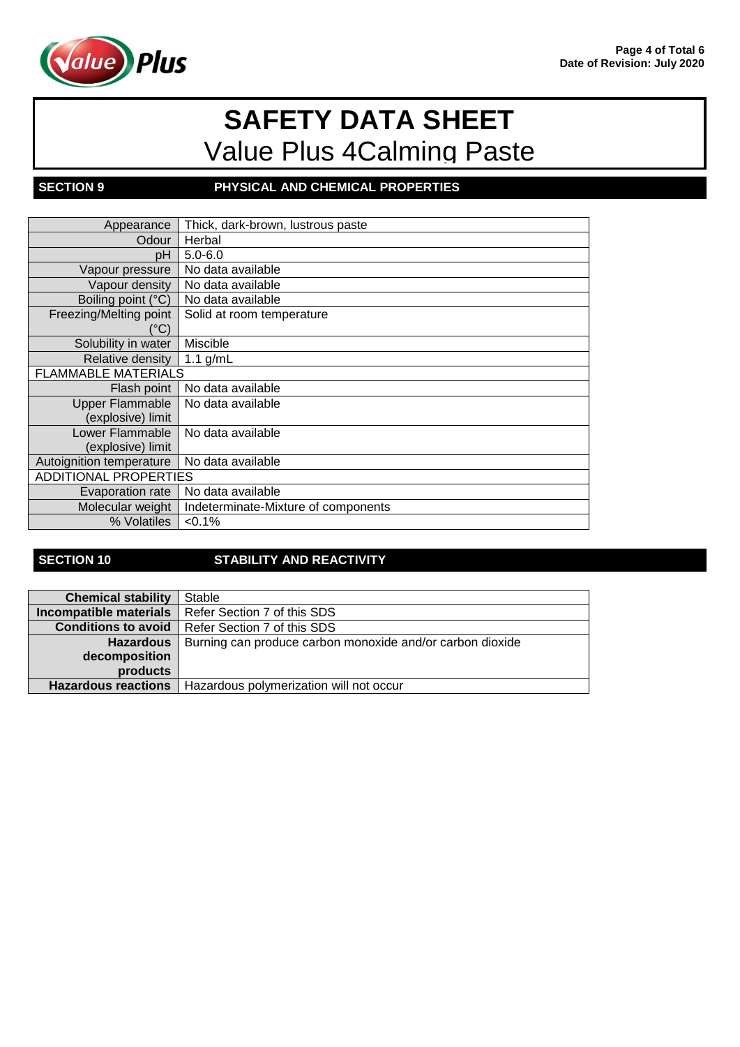# SAFETY DATA SHEET

## Value Plus 4Calming Paste

## SECTION 9 PHYSICAL AND CHEMICAL PROPERTIES

| | |
|---|---|
| Appearance | Thick, dark-brown, lustrous paste |
| Odour | Herbal |
| pH | 5.0-6.0 |
| Vapour pressure | No data available |
| Vapour density | No data available |
| Boiling point (°C) | No data available |
| Freezing/Melting point (°C) | Solid at room temperature |
| Solubility in water | Miscible |
| Relative density | 1.1 g/mL |
| FLAMMABLE MATERIALS | |
| Flash point | No data available |
| Upper Flammable (explosive) limit | No data available |
| Lower Flammable (explosive) limit | No data available |
| Autoignition temperature | No data available |
| ADDITIONAL PROPERTIES | |
| Evaporation rate | No data available |
| Molecular weight | Indeterminate-Mixture of components |
| % Volatiles | <0.1% |

## SECTION 10 STABILITY AND REACTIVITY

| | |
|---|---|
| **Chemical stability** | Stable |
| **Incompatible materials** | Refer Section 7 of this SDS |
| **Conditions to avoid** | Refer Section 7 of this SDS |
| **Hazardous decomposition products** | Burning can produce carbon monoxide and/or carbon dioxide |
| **Hazardous reactions** | Hazardous polymerization will not occur |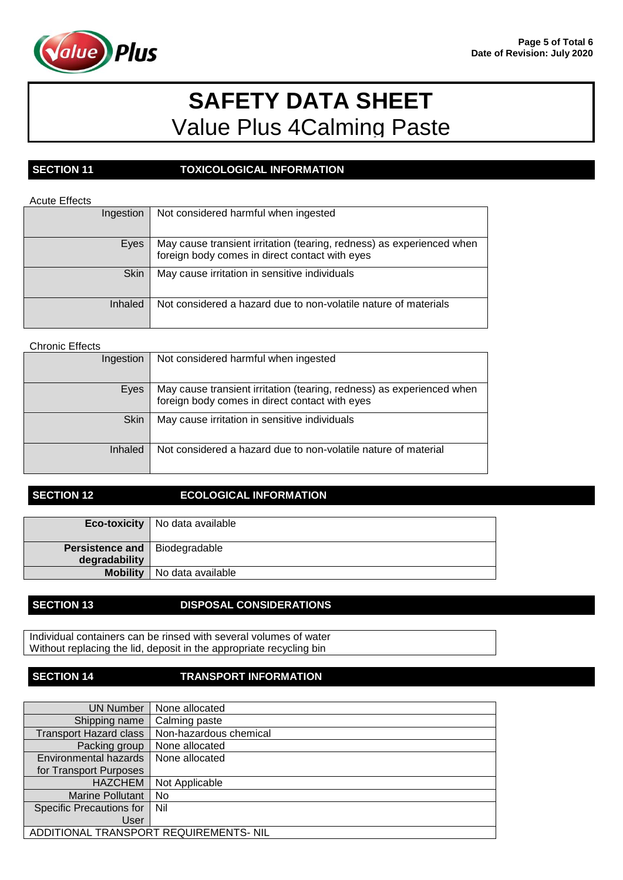# SAFETY DATA SHEET

## Value Plus 4Calming Paste

## SECTION 11 TOXICOLOGICAL INFORMATION

Acute Effects

| | |
|---|---|
| Ingestion | Not considered harmful when ingested |
| Eyes | May cause transient irritation (tearing, redness) as experienced when foreign body comes in direct contact with eyes |
| Skin | May cause irritation in sensitive individuals |
| Inhaled | Not considered a hazard due to non-volatile nature of materials |

Chronic Effects

| | |
|---|---|
| Ingestion | Not considered harmful when ingested |
| Eyes | May cause transient irritation (tearing, redness) as experienced when foreign body comes in direct contact with eyes |
| Skin | May cause irritation in sensitive individuals |
| Inhaled | Not considered a hazard due to non-volatile nature of material |

## SECTION 12 ECOLOGICAL INFORMATION

| | |
|---|---|
| **Eco-toxicity** | No data available |
| **Persistence and degradability** | Biodegradable |
| **Mobility** | No data available |

## SECTION 13 DISPOSAL CONSIDERATIONS

Individual containers can be rinsed with several volumes of water
Without replacing the lid, deposit in the appropriate recycling bin

## SECTION 14 TRANSPORT INFORMATION

| | |
|---|---|
| UN Number | None allocated |
| Shipping name | Calming paste |
| Transport Hazard class | Non-hazardous chemical |
| Packing group | None allocated |
| Environmental hazards for Transport Purposes | None allocated |
| HAZCHEM | Not Applicable |
| Marine Pollutant | No |
| Specific Precautions for User | Nil |

ADDITIONAL TRANSPORT REQUIREMENTS- NIL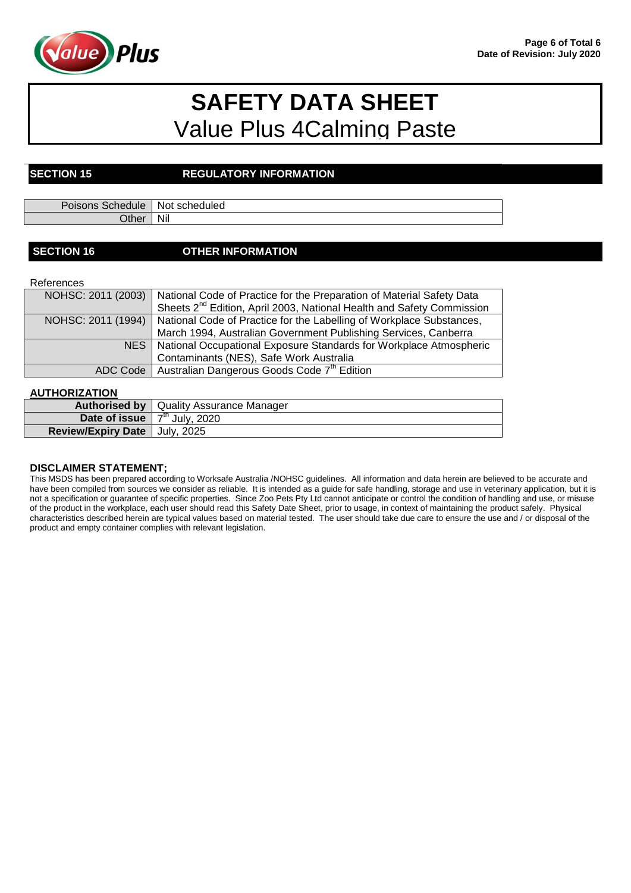# SAFETY DATA SHEET
## Value Plus 4Calming Paste

## SECTION 15 REGULATORY INFORMATION

| | |
|---|---|
| Poisons Schedule | Not scheduled |
| Other | Nil |

## SECTION 16 OTHER INFORMATION

References

| | |
|---|---|
| NOHSC: 2011 (2003) | National Code of Practice for the Preparation of Material Safety Data Sheets 2nd Edition, April 2003, National Health and Safety Commission |
| NOHSC: 2011 (1994) | National Code of Practice for the Labelling of Workplace Substances, March 1994, Australian Government Publishing Services, Canberra |
| NES | National Occupational Exposure Standards for Workplace Atmospheric Contaminants (NES), Safe Work Australia |
| ADC Code | Australian Dangerous Goods Code 7th Edition |

**AUTHORIZATION**

| | |
|---|---|
| **Authorised by** | Quality Assurance Manager |
| **Date of issue** | 7th July, 2020 |
| **Review/Expiry Date** | July, 2025 |

**DISCLAIMER STATEMENT;**

This MSDS has been prepared according to Worksafe Australia /NOHSC guidelines. All information and data herein are believed to be accurate and have been compiled from sources we consider as reliable. It is intended as a guide for safe handling, storage and use in veterinary application, but it is not a specification or guarantee of specific properties. Since Zoo Pets Pty Ltd cannot anticipate or control the condition of handling and use, or misuse of the product in the workplace, each user should read this Safety Date Sheet, prior to usage, in context of maintaining the product safely. Physical characteristics described herein are typical values based on material tested. The user should take due care to ensure the use and / or disposal of the product and empty container complies with relevant legislation.